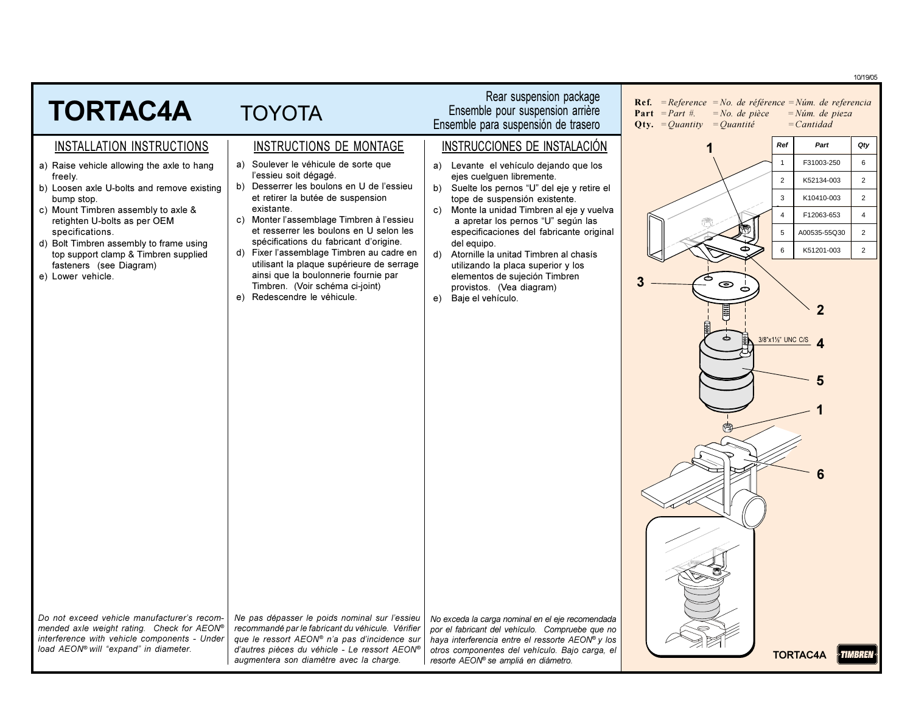# TORTAC4A TOYOTA

Rear suspension package
Ensemble pour suspension arrière
Ensemble para suspensión de trasero

## INSTALLATION INSTRUCTIONS

a) Raise vehicle allowing the axle to hang freely.
b) Loosen axle U-bolts and remove existing bump stop.
c) Mount Timbren assembly to axle & retighten U-bolts as per OEM specifications.
d) Bolt Timbren assembly to frame using top support clamp & Timbren supplied fasteners (see Diagram)
e) Lower vehicle.

*Do not exceed vehicle manufacturer's recommended axle weight rating. Check for AEON® interference with vehicle components - Under load AEON® will "expand" in diameter.*

## INSTRUCTIONS DE MONTAGE

a) Soulever le véhicule de sorte que l'essieu soit dégagé.
b) Desserrer les boulons en U de l'essieu et retirer la butée de suspension existante.
c) Monter l'assemblage Timbren à l'essieu et resserrer les boulons en U selon les spécifications du fabricant d'origine.
d) Fixer l'assemblage Timbren au cadre en utilisant la plaque supérieure de serrage ainsi que la boulonnerie fournie par Timbren. (Voir schéma ci-joint)
e) Redescendre le véhicule.

*Ne pas dépasser le poids nominal sur l'essieu recommandé par le fabricant du véhicule. Vérifier que le ressort AEON® n'a pas d'incidence sur d'autres pièces du véhicule - Le ressort AEON® augmentera son diamètre avec la charge.*

## INSTRUCCIONES DE INSTALACIÓN

a) Levante el vehículo dejando que los ejes cuelguen libremente.
b) Suelte los pernos "U" del eje y retire el tope de suspensión existente.
c) Monte la unidad Timbren al eje y vuelva a apretar los pernos "U" según las especificaciones del fabricante original del equipo.
d) Atornille la unidad Timbren al chasís utilizando la placa superior y los elementos de sujeción Timbren provistos. (Vea diagram)
e) Baje el vehículo.

*No exceda la carga nominal en el eje recomendada por el fabricante del vehículo. Compruebe que no haya interferencia entre el ressorte AEON® y los otros componentes del vehículo. Bajo carga, el resorte AEON® se ampliá en diámetro.*

**Ref.** = *Reference* = *No. de référence* = *Núm. de referencia*
**Part** = *Part #.* = *No. de pièce* = *Núm. de pieza*
**Qty.** = *Quantity* = *Quantité* = *Cantidad*

| Ref | Part | Qty |
|---|---|---|
| 1 | F31003-250 | 6 |
| 2 | K52134-003 | 2 |
| 3 | K10410-003 | 2 |
| 4 | F12063-653 | 4 |
| 5 | A00535-55Q30 | 2 |
| 6 | K51201-003 | 2 |

3/8"x1½" UNC C/S

TORTAC4A TIMBREN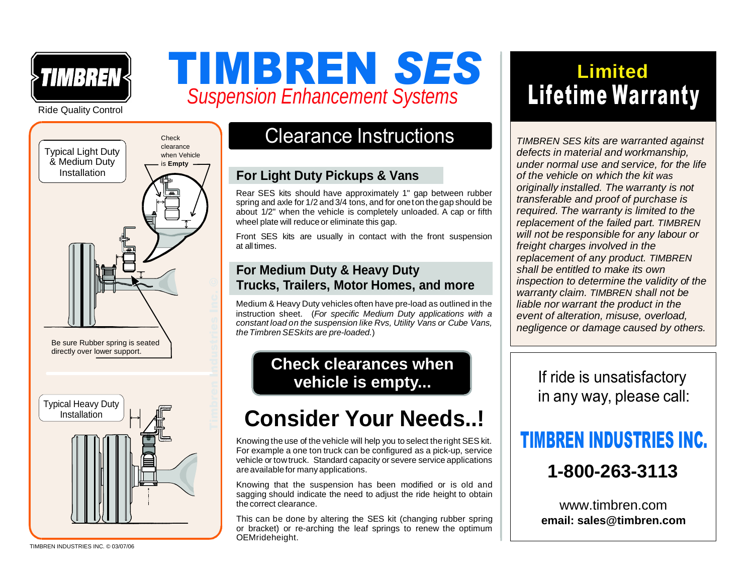TIMBREN

Ride Quality Control

# TIMBREN SES

*Suspension Enhancement Systems*

Typical Light Duty & Medium Duty Installation

Check clearance when Vehicle is **Empty**

Be sure Rubber spring is seated directly over lower support.

Typical Heavy Duty Installation

## Clearance Instructions

### For Light Duty Pickups & Vans

Rear SES kits should have approximately 1" gap between rubber spring and axle for 1/2 and 3/4 tons, and for one ton the gap should be about 1/2" when the vehicle is completely unloaded. A cap or fifth wheel plate will reduce or eliminate this gap.

Front SES kits are usually in contact with the front suspension at all times.

### For Medium Duty & Heavy Duty Trucks, Trailers, Motor Homes, and more

Medium & Heavy Duty vehicles often have pre-load as outlined in the instruction sheet. (*For specific Medium Duty applications with a constant load on the suspension like Rvs, Utility Vans or Cube Vans, the Timbren SESkits are pre-loaded.*)

**Check clearances when vehicle is empty...**

## Consider Your Needs..!

Knowing the use of the vehicle will help you to select the right SES kit. For example a one ton truck can be configured as a pick-up, service vehicle or tow truck. Standard capacity or severe service applications are available for many applications.

Knowing that the suspension has been modified or is old and sagging should indicate the need to adjust the ride height to obtain the correct clearance.

This can be done by altering the SES kit (changing rubber spring or bracket) or re-arching the leaf springs to renew the optimum OEMrideheight.

## Limited Lifetime Warranty

*TIMBREN SES kits are warranted against defects in material and workmanship, under normal use and service, for the life of the vehicle on which the kit was originally installed. The warranty is not transferable and proof of purchase is required. The warranty is limited to the replacement of the failed part. TIMBREN will not be responsible for any labour or freight charges involved in the replacement of any product. TIMBREN shall be entitled to make its own inspection to determine the validity of the warranty claim. TIMBREN shall not be liable nor warrant the product in the event of alteration, misuse, overload, negligence or damage caused by others.*

If ride is unsatisfactory in any way, please call:

**TIMBREN INDUSTRIES INC.**

**1-800-263-3113**

www.timbren.com

**email: sales@timbren.com**

TIMBREN INDUSTRIES INC. © 03/07/06